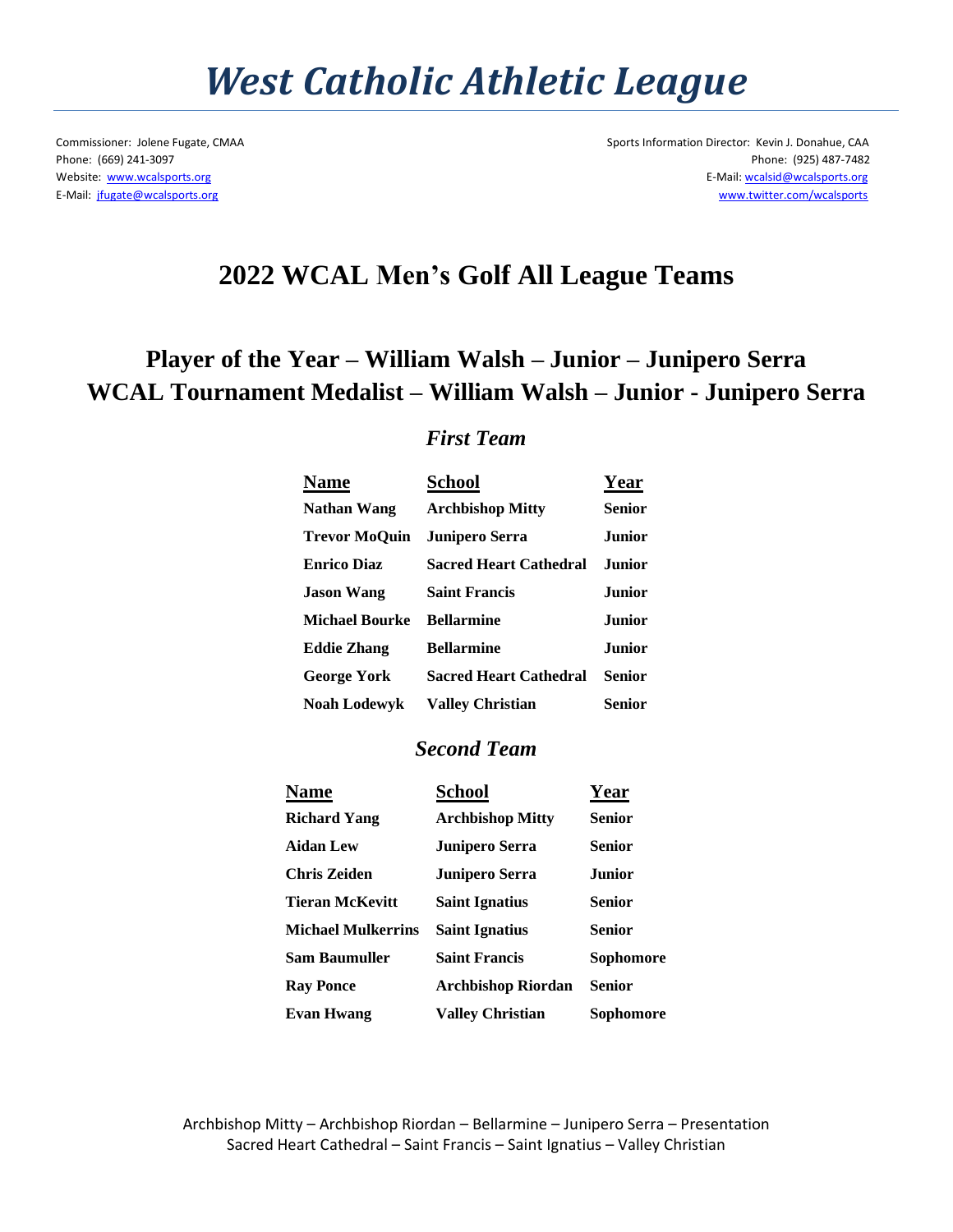# *West Catholic Athletic League*

Commissioner: Jolene Fugate, CMAA
Phone: (669) 241-3097
Website: www.wcalsports.org
E-Mail: jfugate@wcalsports.org

Sports Information Director: Kevin J. Donahue, CAA
Phone: (925) 487-7482
E-Mail: wcalsid@wcalsports.org
www.twitter.com/wcalsports

## 2022 WCAL Men's Golf All League Teams

### Player of the Year – William Walsh – Junior – Junipero Serra
### WCAL Tournament Medalist – William Walsh – Junior - Junipero Serra

### *First Team*

| Name | School | Year |
|---|---|---|
| **Nathan Wang** | **Archbishop Mitty** | **Senior** |
| **Trevor MoQuin** | **Junipero Serra** | **Junior** |
| **Enrico Diaz** | **Sacred Heart Cathedral** | **Junior** |
| **Jason Wang** | **Saint Francis** | **Junior** |
| **Michael Bourke** | **Bellarmine** | **Junior** |
| **Eddie Zhang** | **Bellarmine** | **Junior** |
| **George York** | **Sacred Heart Cathedral** | **Senior** |
| **Noah Lodewyk** | **Valley Christian** | **Senior** |

### *Second Team*

| Name | School | Year |
|---|---|---|
| **Richard Yang** | **Archbishop Mitty** | **Senior** |
| **Aidan Lew** | **Junipero Serra** | **Senior** |
| **Chris Zeiden** | **Junipero Serra** | **Junior** |
| **Tieran McKevitt** | **Saint Ignatius** | **Senior** |
| **Michael Mulkerrins** | **Saint Ignatius** | **Senior** |
| **Sam Baumuller** | **Saint Francis** | **Sophomore** |
| **Ray Ponce** | **Archbishop Riordan** | **Senior** |
| **Evan Hwang** | **Valley Christian** | **Sophomore** |

Archbishop Mitty – Archbishop Riordan – Bellarmine – Junipero Serra – Presentation
Sacred Heart Cathedral – Saint Francis – Saint Ignatius – Valley Christian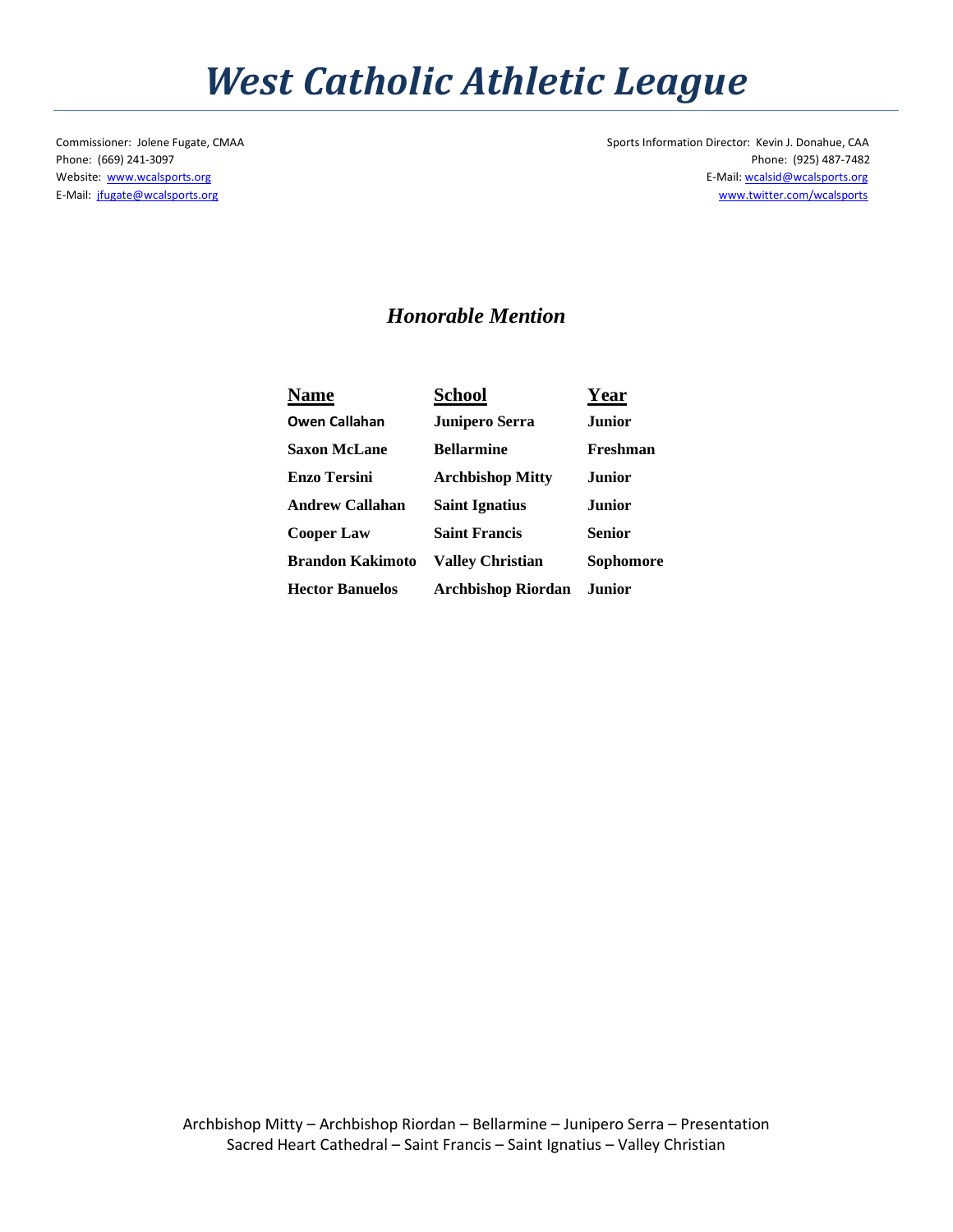# West Catholic Athletic League

Commissioner: Jolene Fugate, CMAA
Phone: (669) 241-3097
Website: www.wcalsports.org
E-Mail: jfugate@wcalsports.org

Sports Information Director: Kevin J. Donahue, CAA
Phone: (925) 487-7482
E-Mail: wcalsid@wcalsports.org
www.twitter.com/wcalsports

## *Honorable Mention*

| Name | School | Year |
|---|---|---|
| Owen Callahan | Junipero Serra | Junior |
| Saxon McLane | Bellarmine | Freshman |
| Enzo Tersini | Archbishop Mitty | Junior |
| Andrew Callahan | Saint Ignatius | Junior |
| Cooper Law | Saint Francis | Senior |
| Brandon Kakimoto | Valley Christian | Sophomore |
| Hector Banuelos | Archbishop Riordan | Junior |

Archbishop Mitty – Archbishop Riordan – Bellarmine – Junipero Serra – Presentation
Sacred Heart Cathedral – Saint Francis – Saint Ignatius – Valley Christian